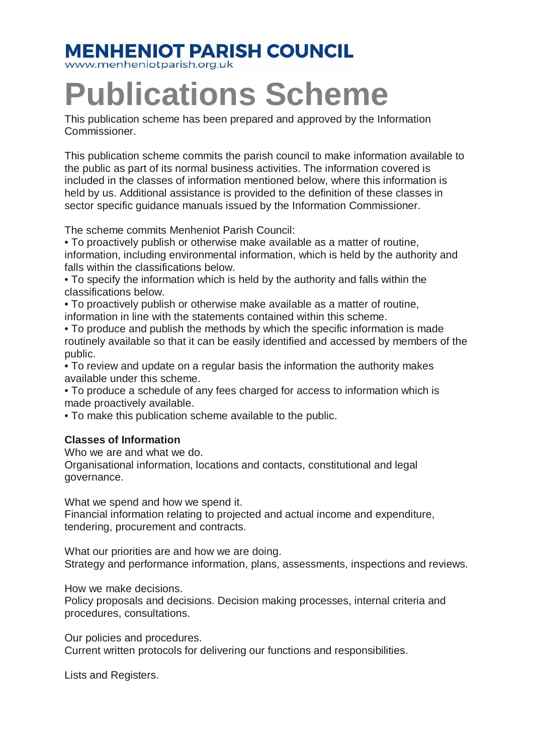**MENHENIOT PARISH COUNCIL**
www.menheniotparish.org.uk

# Publications Scheme

This publication scheme has been prepared and approved by the Information Commissioner.

This publication scheme commits the parish council to make information available to the public as part of its normal business activities. The information covered is included in the classes of information mentioned below, where this information is held by us. Additional assistance is provided to the definition of these classes in sector specific guidance manuals issued by the Information Commissioner.

The scheme commits Menheniot Parish Council:

- To proactively publish or otherwise make available as a matter of routine, information, including environmental information, which is held by the authority and falls within the classifications below.
- To specify the information which is held by the authority and falls within the classifications below.
- To proactively publish or otherwise make available as a matter of routine, information in line with the statements contained within this scheme.
- To produce and publish the methods by which the specific information is made routinely available so that it can be easily identified and accessed by members of the public.
- To review and update on a regular basis the information the authority makes available under this scheme.
- To produce a schedule of any fees charged for access to information which is made proactively available.
- To make this publication scheme available to the public.

**Classes of Information**

Who we are and what we do.
Organisational information, locations and contacts, constitutional and legal governance.

What we spend and how we spend it.
Financial information relating to projected and actual income and expenditure, tendering, procurement and contracts.

What our priorities are and how we are doing.
Strategy and performance information, plans, assessments, inspections and reviews.

How we make decisions.
Policy proposals and decisions. Decision making processes, internal criteria and procedures, consultations.

Our policies and procedures.
Current written protocols for delivering our functions and responsibilities.

Lists and Registers.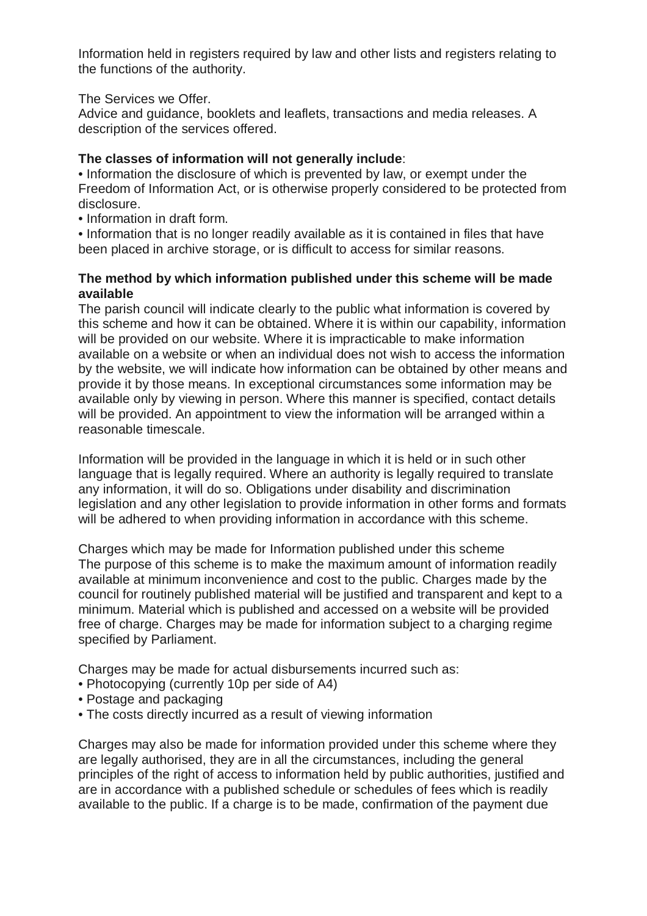Information held in registers required by law and other lists and registers relating to the functions of the authority.

The Services we Offer.
Advice and guidance, booklets and leaflets, transactions and media releases. A description of the services offered.

**The classes of information will not generally include**:

- Information the disclosure of which is prevented by law, or exempt under the Freedom of Information Act, or is otherwise properly considered to be protected from disclosure.
- Information in draft form.
- Information that is no longer readily available as it is contained in files that have been placed in archive storage, or is difficult to access for similar reasons.

**The method by which information published under this scheme will be made available**

The parish council will indicate clearly to the public what information is covered by this scheme and how it can be obtained. Where it is within our capability, information will be provided on our website. Where it is impracticable to make information available on a website or when an individual does not wish to access the information by the website, we will indicate how information can be obtained by other means and provide it by those means. In exceptional circumstances some information may be available only by viewing in person. Where this manner is specified, contact details will be provided. An appointment to view the information will be arranged within a reasonable timescale.

Information will be provided in the language in which it is held or in such other language that is legally required. Where an authority is legally required to translate any information, it will do so. Obligations under disability and discrimination legislation and any other legislation to provide information in other forms and formats will be adhered to when providing information in accordance with this scheme.

Charges which may be made for Information published under this scheme
The purpose of this scheme is to make the maximum amount of information readily available at minimum inconvenience and cost to the public. Charges made by the council for routinely published material will be justified and transparent and kept to a minimum. Material which is published and accessed on a website will be provided free of charge. Charges may be made for information subject to a charging regime specified by Parliament.

Charges may be made for actual disbursements incurred such as:

- Photocopying (currently 10p per side of A4)
- Postage and packaging
- The costs directly incurred as a result of viewing information

Charges may also be made for information provided under this scheme where they are legally authorised, they are in all the circumstances, including the general principles of the right of access to information held by public authorities, justified and are in accordance with a published schedule or schedules of fees which is readily available to the public. If a charge is to be made, confirmation of the payment due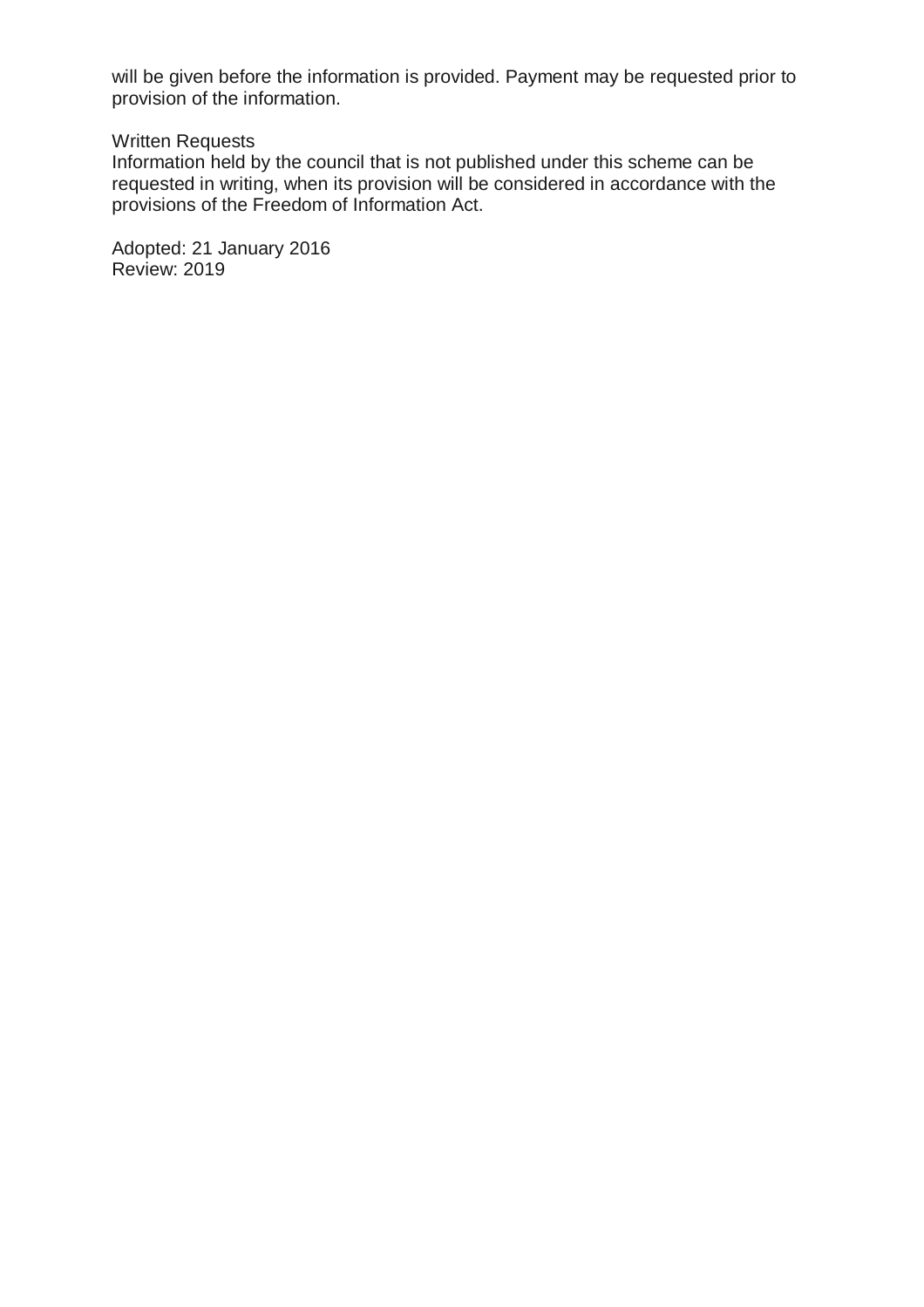will be given before the information is provided. Payment may be requested prior to provision of the information.

Written Requests

Information held by the council that is not published under this scheme can be requested in writing, when its provision will be considered in accordance with the provisions of the Freedom of Information Act.

Adopted: 21 January 2016
Review: 2019